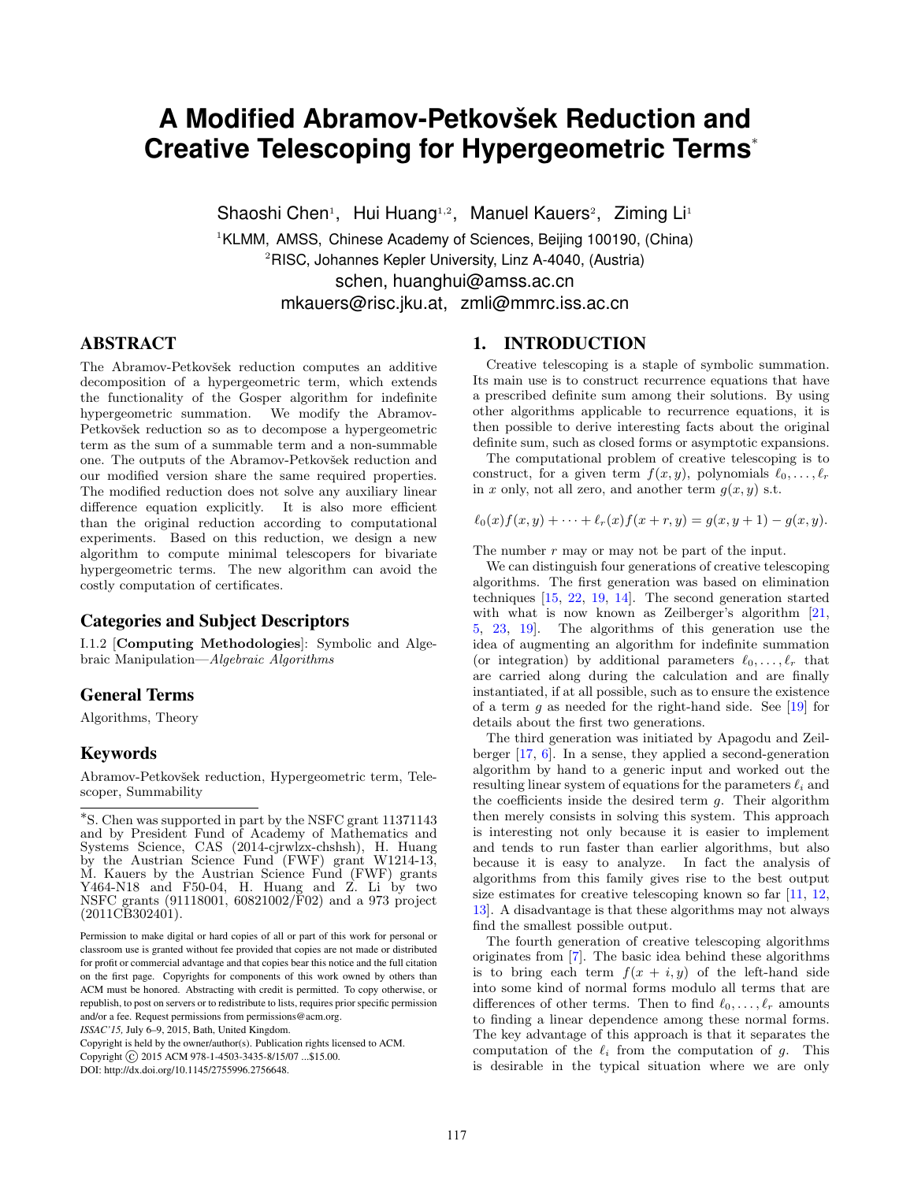# A Modified Abramov-Petkovšek Reduction and Creative Telescoping for Hypergeometric Terms*

Shaoshi Chen[1], Hui Huang[1,2], Manuel Kauers[2], Ziming Li[1]

[1]KLMM, AMSS, Chinese Academy of Sciences, Beijing 100190, (China)
[2]RISC, Johannes Kepler University, Linz A-4040, (Austria)
schen, huanghui@amss.ac.cn
mkauers@risc.jku.at, zmli@mmrc.iss.ac.cn

## ABSTRACT

The Abramov-Petkovšek reduction computes an additive decomposition of a hypergeometric term, which extends the functionality of the Gosper algorithm for indefinite hypergeometric summation. We modify the Abramov-Petkovšek reduction so as to decompose a hypergeometric term as the sum of a summable term and a non-summable one. The outputs of the Abramov-Petkovšek reduction and our modified version share the same required properties. The modified reduction does not solve any auxiliary linear difference equation explicitly. It is also more efficient than the original reduction according to computational experiments. Based on this reduction, we design a new algorithm to compute minimal telescopers for bivariate hypergeometric terms. The new algorithm can avoid the costly computation of certificates.

### Categories and Subject Descriptors

I.1.2 [**Computing Methodologies**]: Symbolic and Algebraic Manipulation—*Algebraic Algorithms*

### General Terms

Algorithms, Theory

### Keywords

Abramov-Petkovšek reduction, Hypergeometric term, Telescoper, Summability

*S. Chen was supported in part by the NSFC grant 11371143 and by President Fund of Academy of Mathematics and Systems Science, CAS (2014-cjrwlzx-chshsh), H. Huang by the Austrian Science Fund (FWF) grant W1214-13, M. Kauers by the Austrian Science Fund (FWF) grants Y464-N18 and F50-04, H. Huang and Z. Li by two NSFC grants (91118001, 60821002/F02) and a 973 project (2011CB302401).

Permission to make digital or hard copies of all or part of this work for personal or classroom use is granted without fee provided that copies are not made or distributed for profit or commercial advantage and that copies bear this notice and the full citation on the first page. Copyrights for components of this work owned by others than ACM must be honored. Abstracting with credit is permitted. To copy otherwise, or republish, to post on servers or to redistribute to lists, requires prior specific permission and/or a fee. Request permissions from permissions@acm.org.
*ISSAC'15,* July 6–9, 2015, Bath, United Kingdom.
Copyright is held by the owner/author(s). Publication rights licensed to ACM.
Copyright © 2015 ACM 978-1-4503-3435-8/15/07 ...$15.00.
DOI: http://dx.doi.org/10.1145/2755996.2756648.

## 1. INTRODUCTION

Creative telescoping is a staple of symbolic summation. Its main use is to construct recurrence equations that have a prescribed definite sum among their solutions. By using other algorithms applicable to recurrence equations, it is then possible to derive interesting facts about the original definite sum, such as closed forms or asymptotic expansions.

The computational problem of creative telescoping is to construct, for a given term $f(x, y)$, polynomials $\ell_0, \dots, \ell_r$ in $x$ only, not all zero, and another term $g(x, y)$ s.t.

$$\ell_0(x)f(x, y) + \cdots + \ell_r(x)f(x + r, y) = g(x, y + 1) - g(x, y).$$

The number $r$ may or may not be part of the input.

We can distinguish four generations of creative telescoping algorithms. The first generation was based on elimination techniques [15, 22, 19, 14]. The second generation started with what is now known as Zeilberger's algorithm [21, 5, 23, 19]. The algorithms of this generation use the idea of augmenting an algorithm for indefinite summation (or integration) by additional parameters $\ell_0, \dots, \ell_r$ that are carried along during the calculation and are finally instantiated, if at all possible, such as to ensure the existence of a term $g$ as needed for the right-hand side. See [19] for details about the first two generations.

The third generation was initiated by Apagodu and Zeilberger [17, 6]. In a sense, they applied a second-generation algorithm by hand to a generic input and worked out the resulting linear system of equations for the parameters $\ell_i$ and the coefficients inside the desired term $g$. Their algorithm then merely consists in solving this system. This approach is interesting not only because it is easier to implement and tends to run faster than earlier algorithms, but also because it is easy to analyze. In fact the analysis of algorithms from this family gives rise to the best output size estimates for creative telescoping known so far [11, 12, 13]. A disadvantage is that these algorithms may not always find the smallest possible output.

The fourth generation of creative telescoping algorithms originates from [7]. The basic idea behind these algorithms is to bring each term $f(x + i, y)$ of the left-hand side into some kind of normal forms modulo all terms that are differences of other terms. Then to find $\ell_0, \dots, \ell_r$ amounts to finding a linear dependence among these normal forms. The key advantage of this approach is that it separates the computation of the $\ell_i$ from the computation of $g$. This is desirable in the typical situation where we are only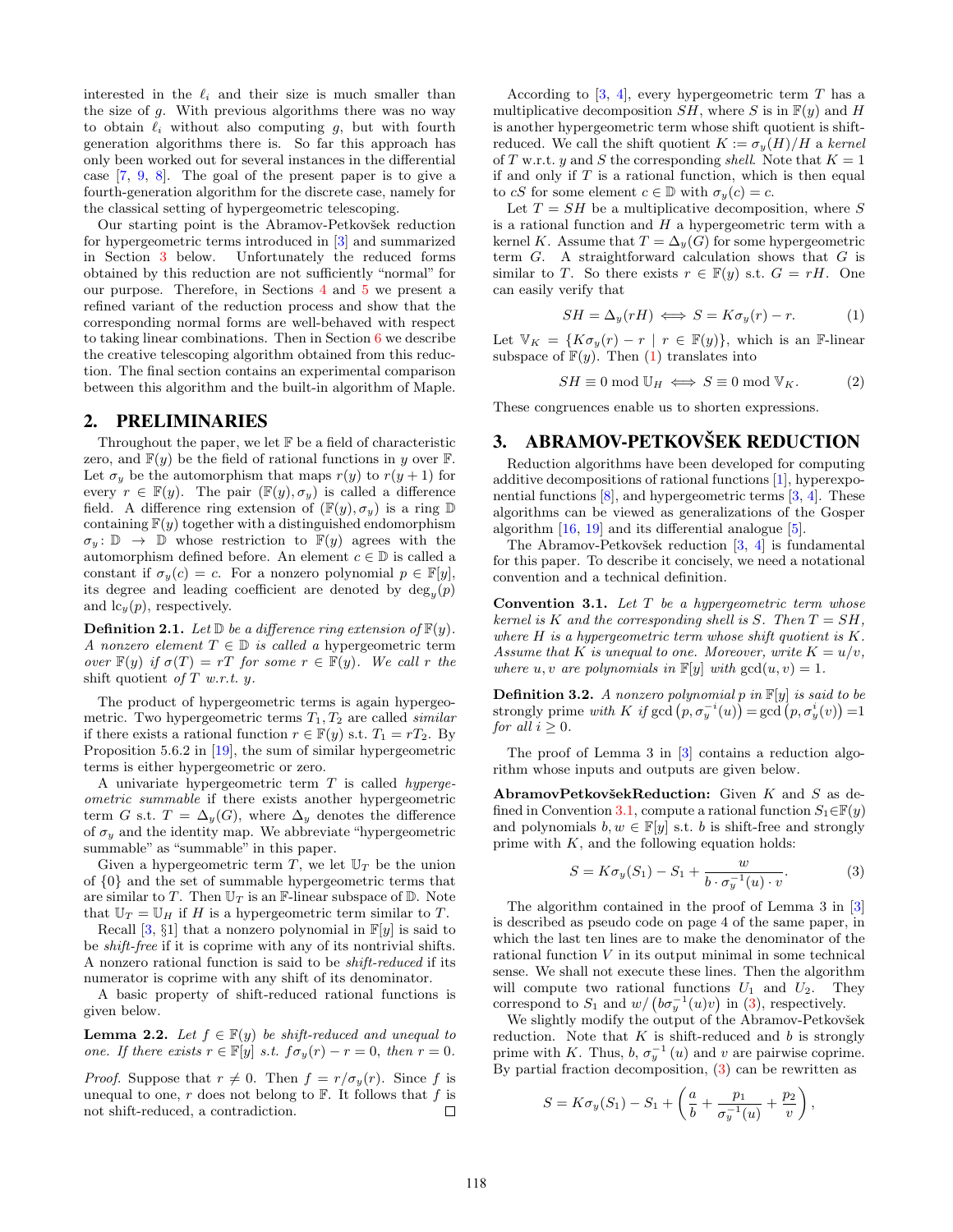interested in the $\ell_i$ and their size is much smaller than the size of $g$. With previous algorithms there was no way to obtain $\ell_i$ without also computing $g$, but with fourth generation algorithms there is. So far this approach has only been worked out for several instances in the differential case [7, 9, 8]. The goal of the present paper is to give a fourth-generation algorithm for the discrete case, namely for the classical setting of hypergeometric telescoping.

Our starting point is the Abramov-Petkovšek reduction for hypergeometric terms introduced in [3] and summarized in Section 3 below. Unfortunately the reduced forms obtained by this reduction are not sufficiently "normal" for our purpose. Therefore, in Sections 4 and 5 we present a refined variant of the reduction process and show that the corresponding normal forms are well-behaved with respect to taking linear combinations. Then in Section 6 we describe the creative telescoping algorithm obtained from this reduction. The final section contains an experimental comparison between this algorithm and the built-in algorithm of Maple.

## 2. PRELIMINARIES

Throughout the paper, we let $\mathbb{F}$ be a field of characteristic zero, and $\mathbb{F}(y)$ be the field of rational functions in $y$ over $\mathbb{F}$. Let $\sigma_y$ be the automorphism that maps $r(y)$ to $r(y+1)$ for every $r \in \mathbb{F}(y)$. The pair $(\mathbb{F}(y), \sigma_y)$ is called a difference field. A difference ring extension of $(\mathbb{F}(y), \sigma_y)$ is a ring $\mathbb{D}$ containing $\mathbb{F}(y)$ together with a distinguished endomorphism $\sigma_y \colon \mathbb{D} \to \mathbb{D}$ whose restriction to $\mathbb{F}(y)$ agrees with the automorphism defined before. An element $c \in \mathbb{D}$ is called a constant if $\sigma_y(c) = c$. For a nonzero polynomial $p \in \mathbb{F}[y]$, its degree and leading coefficient are denoted by $\deg_y(p)$ and $\mathrm{lc}_y(p)$, respectively.

**Definition 2.1.** *Let $\mathbb{D}$ be a difference ring extension of $\mathbb{F}(y)$. A nonzero element $T \in \mathbb{D}$ is called a* hypergeometric term *over $\mathbb{F}(y)$ if $\sigma(T) = rT$ for some $r \in \mathbb{F}(y)$. We call $r$ the* shift quotient *of $T$ w.r.t. $y$.*

The product of hypergeometric terms is again hypergeometric. Two hypergeometric terms $T_1, T_2$ are called *similar* if there exists a rational function $r \in \mathbb{F}(y)$ s.t. $T_1 = rT_2$. By Proposition 5.6.2 in [19], the sum of similar hypergeometric terms is either hypergeometric or zero.

A univariate hypergeometric term $T$ is called *hypergeometric summable* if there exists another hypergeometric term $G$ s.t. $T = \Delta_y(G)$, where $\Delta_y$ denotes the difference of $\sigma_y$ and the identity map. We abbreviate "hypergeometric summable" as "summable" in this paper.

Given a hypergeometric term $T$, we let $\mathbb{U}_T$ be the union of $\{0\}$ and the set of summable hypergeometric terms that are similar to $T$. Then $\mathbb{U}_T$ is an $\mathbb{F}$-linear subspace of $\mathbb{D}$. Note that $\mathbb{U}_T = \mathbb{U}_H$ if $H$ is a hypergeometric term similar to $T$.

Recall [3, §1] that a nonzero polynomial in $\mathbb{F}[y]$ is said to be *shift-free* if it is coprime with any of its nontrivial shifts. A nonzero rational function is said to be *shift-reduced* if its numerator is coprime with any shift of its denominator.

A basic property of shift-reduced rational functions is given below.

**Lemma 2.2.** *Let $f \in \mathbb{F}(y)$ be shift-reduced and unequal to one. If there exists $r \in \mathbb{F}[y]$ s.t. $f\sigma_y(r) - r = 0$, then $r = 0$.*

*Proof.* Suppose that $r \neq 0$. Then $f = r/\sigma_y(r)$. Since $f$ is unequal to one, $r$ does not belong to $\mathbb{F}$. It follows that $f$ is not shift-reduced, a contradiction. ∎

According to [3, 4], every hypergeometric term $T$ has a multiplicative decomposition $SH$, where $S$ is in $\mathbb{F}(y)$ and $H$ is another hypergeometric term whose shift quotient is shift-reduced. We call the shift quotient $K := \sigma_y(H)/H$ a *kernel* of $T$ w.r.t. $y$ and $S$ the corresponding *shell*. Note that $K = 1$ if and only if $T$ is a rational function, which is then equal to $cS$ for some element $c \in \mathbb{D}$ with $\sigma_y(c) = c$.

Let $T = SH$ be a multiplicative decomposition, where $S$ is a rational function and $H$ a hypergeometric term with a kernel $K$. Assume that $T = \Delta_y(G)$ for some hypergeometric term $G$. A straightforward calculation shows that $G$ is similar to $T$. So there exists $r \in \mathbb{F}(y)$ s.t. $G = rH$. One can easily verify that

$$SH = \Delta_y(rH) \iff S = K\sigma_y(r) - r. \tag{1}$$

Let $\mathbb{V}_K = \{K\sigma_y(r) - r \mid r \in \mathbb{F}(y)\}$, which is an $\mathbb{F}$-linear subspace of $\mathbb{F}(y)$. Then (1) translates into

$$SH \equiv 0 \bmod \mathbb{U}_H \iff S \equiv 0 \bmod \mathbb{V}_K. \tag{2}$$

These congruences enable us to shorten expressions.

## 3. ABRAMOV-PETKOVŠEK REDUCTION

Reduction algorithms have been developed for computing additive decompositions of rational functions [1], hyperexponential functions [8], and hypergeometric terms [3, 4]. These algorithms can be viewed as generalizations of the Gosper algorithm [16, 19] and its differential analogue [5].

The Abramov-Petkovšek reduction [3, 4] is fundamental for this paper. To describe it concisely, we need a notational convention and a technical definition.

**Convention 3.1.** *Let $T$ be a hypergeometric term whose kernel is $K$ and the corresponding shell is $S$. Then $T = SH$, where $H$ is a hypergeometric term whose shift quotient is $K$. Assume that $K$ is unequal to one. Moreover, write $K = u/v$, where $u, v$ are polynomials in $\mathbb{F}[y]$ with $\gcd(u, v) = 1$.*

**Definition 3.2.** *A nonzero polynomial $p$ in $\mathbb{F}[y]$ is said to be* strongly prime *with $K$ if $\gcd\left(p, \sigma_y^{-i}(u)\right) = \gcd\left(p, \sigma_y^{i}(v)\right) = 1$ for all $i \geq 0$.*

The proof of Lemma 3 in [3] contains a reduction algorithm whose inputs and outputs are given below.

**AbramovPetkovšekReduction:** Given $K$ and $S$ as defined in Convention 3.1, compute a rational function $S_1 \in \mathbb{F}(y)$ and polynomials $b, w \in \mathbb{F}[y]$ s.t. $b$ is shift-free and strongly prime with $K$, and the following equation holds:

$$S = K\sigma_y(S_1) - S_1 + \frac{w}{b \cdot \sigma_y^{-1}(u) \cdot v}. \tag{3}$$

The algorithm contained in the proof of Lemma 3 in [3] is described as pseudo code on page 4 of the same paper, in which the last ten lines are to make the denominator of the rational function $V$ in its output minimal in some technical sense. We shall not execute these lines. Then the algorithm will compute two rational functions $U_1$ and $U_2$. They correspond to $S_1$ and $w/\left(b\sigma_y^{-1}(u)v\right)$ in (3), respectively.

We slightly modify the output of the Abramov-Petkovšek reduction. Note that $K$ is shift-reduced and $b$ is strongly prime with $K$. Thus, $b$, $\sigma_y^{-1}(u)$ and $v$ are pairwise coprime. By partial fraction decomposition, (3) can be rewritten as

$$S = K\sigma_y(S_1) - S_1 + \left(\frac{a}{b} + \frac{p_1}{\sigma_y^{-1}(u)} + \frac{p_2}{v}\right),$$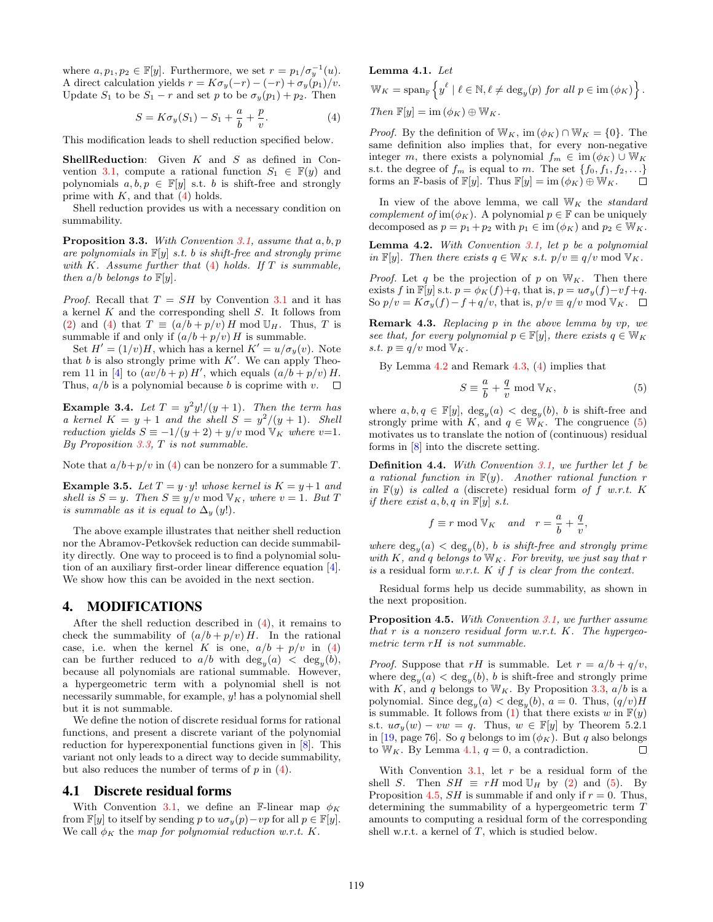where $a, p_1, p_2 \in \mathbb{F}[y]$. Furthermore, we set $r = p_1/\sigma_y^{-1}(u)$. A direct calculation yields $r = K\sigma_y(-r) - (-r) + \sigma_y(p_1)/v$. Update $S_1$ to be $S_1 - r$ and set $p$ to be $\sigma_y(p_1) + p_2$. Then

$$S = K\sigma_y(S_1) - S_1 + \frac{a}{b} + \frac{p}{v}. \tag{4}$$

This modification leads to shell reduction specified below.

**ShellReduction**: Given $K$ and $S$ as defined in Convention 3.1, compute a rational function $S_1 \in \mathbb{F}(y)$ and polynomials $a, b, p \in \mathbb{F}[y]$ s.t. $b$ is shift-free and strongly prime with $K$, and that (4) holds.

Shell reduction provides us with a necessary condition on summability.

**Proposition 3.3.** *With Convention 3.1, assume that $a, b, p$ are polynomials in $\mathbb{F}[y]$ s.t. $b$ is shift-free and strongly prime with $K$. Assume further that (4) holds. If $T$ is summable, then $a/b$ belongs to $\mathbb{F}[y]$.*

*Proof.* Recall that $T = SH$ by Convention 3.1 and it has a kernel $K$ and the corresponding shell $S$. It follows from (2) and (4) that $T \equiv (a/b + p/v)\, H \bmod \mathbb{U}_H$. Thus, $T$ is summable if and only if $(a/b + p/v)\, H$ is summable.

Set $H' = (1/v)H$, which has a kernel $K' = u/\sigma_y(v)$. Note that $b$ is also strongly prime with $K'$. We can apply Theorem 11 in [4] to $(av/b + p)\, H'$, which equals $(a/b + p/v)\, H$. Thus, $a/b$ is a polynomial because $b$ is coprime with $v$. $\square$

**Example 3.4.** *Let $T = y^2 y!/(y + 1)$. Then the term has a kernel $K = y + 1$ and the shell $S = y^2/(y + 1)$. Shell reduction yields $S \equiv -1/(y + 2) + y/v \bmod \mathbb{V}_K$ where $v$=1. By Proposition 3.3, $T$ is not summable.*

Note that $a/b + p/v$ in (4) can be nonzero for a summable $T$.

**Example 3.5.** *Let $T = y \cdot y!$ whose kernel is $K = y + 1$ and shell is $S = y$. Then $S \equiv y/v \bmod \mathbb{V}_K$, where $v = 1$. But $T$ is summable as it is equal to $\Delta_y (y!)$.*

The above example illustrates that neither shell reduction nor the Abramov-Petkovšek reduction can decide summability directly. One way to proceed is to find a polynomial solution of an auxiliary first-order linear difference equation [4]. We show how this can be avoided in the next section.

# 4. MODIFICATIONS

After the shell reduction described in (4), it remains to check the summability of $(a/b + p/v)\, H$. In the rational case, i.e. when the kernel $K$ is one, $a/b + p/v$ in (4) can be further reduced to $a/b$ with $\deg_y(a) < \deg_y(b)$, because all polynomials are rational summable. However, a hypergeometric term with a polynomial shell is not necessarily summable, for example, $y!$ has a polynomial shell but it is not summable.

We define the notion of discrete residual forms for rational functions, and present a discrete variant of the polynomial reduction for hyperexponential functions given in [8]. This variant not only leads to a direct way to decide summability, but also reduces the number of terms of $p$ in (4).

## 4.1 Discrete residual forms

With Convention 3.1, we define an $\mathbb{F}$-linear map $\phi_K$ from $\mathbb{F}[y]$ to itself by sending $p$ to $u\sigma_y(p) - vp$ for all $p \in \mathbb{F}[y]$. We call $\phi_K$ the *map for polynomial reduction w.r.t. $K$*.

**Lemma 4.1.** *Let*

$$\mathbb{W}_K = \operatorname{span}_{\mathbb{F}} \left\{ y^\ell \mid \ell \in \mathbb{N}, \ell \neq \deg_y(p) \text{ for all } p \in \operatorname{im}(\phi_K) \right\}.$$

*Then $\mathbb{F}[y] = \operatorname{im}(\phi_K) \oplus \mathbb{W}_K$.*

*Proof.* By the definition of $\mathbb{W}_K$, $\operatorname{im}(\phi_K) \cap \mathbb{W}_K = \{0\}$. The same definition also implies that, for every non-negative integer $m$, there exists a polynomial $f_m \in \operatorname{im}(\phi_K) \cup \mathbb{W}_K$ s.t. the degree of $f_m$ is equal to $m$. The set $\{f_0, f_1, f_2, \ldots\}$ forms an $\mathbb{F}$-basis of $\mathbb{F}[y]$. Thus $\mathbb{F}[y] = \operatorname{im}(\phi_K) \oplus \mathbb{W}_K$. $\square$

In view of the above lemma, we call $\mathbb{W}_K$ the *standard complement of* $\operatorname{im}(\phi_K)$. A polynomial $p \in \mathbb{F}$ can be uniquely decomposed as $p = p_1 + p_2$ with $p_1 \in \operatorname{im}(\phi_K)$ and $p_2 \in \mathbb{W}_K$.

**Lemma 4.2.** *With Convention 3.1, let $p$ be a polynomial in $\mathbb{F}[y]$. Then there exists $q \in \mathbb{W}_K$ s.t. $p/v \equiv q/v \bmod \mathbb{V}_K$.*

*Proof.* Let $q$ be the projection of $p$ on $\mathbb{W}_K$. Then there exists $f$ in $\mathbb{F}[y]$ s.t. $p = \phi_K(f) + q$, that is, $p = u\sigma_y(f) - vf + q$. So $p/v = K\sigma_y(f) - f + q/v$, that is, $p/v \equiv q/v \bmod \mathbb{V}_K$. $\square$

**Remark 4.3.** *Replacing $p$ in the above lemma by $vp$, we see that, for every polynomial $p \in \mathbb{F}[y]$, there exists $q \in \mathbb{W}_K$ s.t. $p \equiv q/v \bmod \mathbb{V}_K$.*

By Lemma 4.2 and Remark 4.3, (4) implies that

$$S \equiv \frac{a}{b} + \frac{q}{v} \bmod \mathbb{V}_K, \tag{5}$$

where $a, b, q \in \mathbb{F}[y]$, $\deg_y(a) < \deg_y(b)$, $b$ is shift-free and strongly prime with $K$, and $q \in \mathbb{W}_K$. The congruence (5) motivates us to translate the notion of (continuous) residual forms in [8] into the discrete setting.

**Definition 4.4.** *With Convention 3.1, we further let $f$ be a rational function in $\mathbb{F}(y)$. Another rational function $r$ in $\mathbb{F}(y)$ is called a* (discrete) residual form *of $f$ w.r.t. $K$ if there exist $a, b, q$ in $\mathbb{F}[y]$ s.t.*

$$f \equiv r \bmod \mathbb{V}_K \quad \text{and} \quad r = \frac{a}{b} + \frac{q}{v},$$

*where $\deg_y(a) < \deg_y(b)$, $b$ is shift-free and strongly prime with $K$, and $q$ belongs to $\mathbb{W}_K$. For brevity, we just say that $r$ is a residual form w.r.t. $K$ if $f$ is clear from the context.*

Residual forms help us decide summability, as shown in the next proposition.

**Proposition 4.5.** *With Convention 3.1, we further assume that $r$ is a nonzero residual form w.r.t. $K$. The hypergeometric term $rH$ is not summable.*

*Proof.* Suppose that $rH$ is summable. Let $r = a/b + q/v$, where $\deg_y(a) < \deg_y(b)$, $b$ is shift-free and strongly prime with $K$, and $q$ belongs to $\mathbb{W}_K$. By Proposition 3.3, $a/b$ is a polynomial. Since $\deg_y(a) < \deg_y(b)$, $a = 0$. Thus, $(q/v)H$ is summable. It follows from (1) that there exists $w$ in $\mathbb{F}(y)$ s.t. $u\sigma_y(w) - vw = q$. Thus, $w \in \mathbb{F}[y]$ by Theorem 5.2.1 in [19, page 76]. So $q$ belongs to $\operatorname{im}(\phi_K)$. But $q$ also belongs to $\mathbb{W}_K$. By Lemma 4.1, $q = 0$, a contradiction. $\square$

With Convention 3.1, let $r$ be a residual form of the shell $S$. Then $SH \equiv rH \bmod \mathbb{U}_H$ by (2) and (5). By Proposition 4.5, $SH$ is summable if and only if $r = 0$. Thus, determining the summability of a hypergeometric term $T$ amounts to computing a residual form of the corresponding shell w.r.t. a kernel of $T$, which is studied below.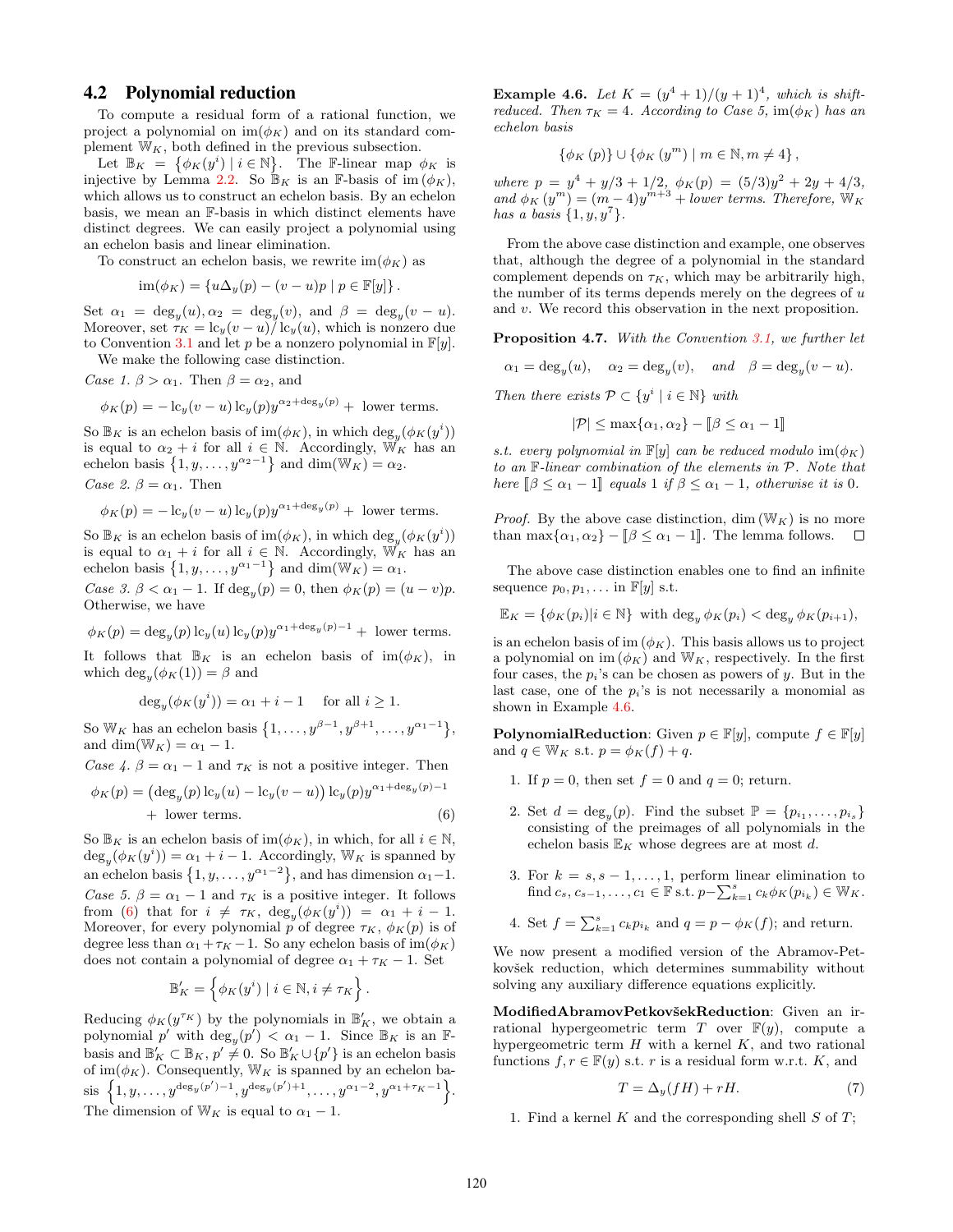### 4.2 Polynomial reduction

To compute a residual form of a rational function, we project a polynomial on $\operatorname{im}(\phi_K)$ and on its standard complement $\mathbb{W}_K$, both defined in the previous subsection.

Let $\mathbb{B}_K = \{\phi_K(y^i) \mid i \in \mathbb{N}\}$. The $\mathbb{F}$-linear map $\phi_K$ is injective by Lemma 2.2. So $\mathbb{B}_K$ is an $\mathbb{F}$-basis of $\operatorname{im}(\phi_K)$, which allows us to construct an echelon basis. By an echelon basis, we mean an $\mathbb{F}$-basis in which distinct elements have distinct degrees. We can easily project a polynomial using an echelon basis and linear elimination.

To construct an echelon basis, we rewrite $\operatorname{im}(\phi_K)$ as

$$\operatorname{im}(\phi_K) = \{u\Delta_y(p) - (v-u)p \mid p \in \mathbb{F}[y]\}.$$

Set $\alpha_1 = \deg_y(u), \alpha_2 = \deg_y(v)$, and $\beta = \deg_y(v-u)$. Moreover, set $\tau_K = \operatorname{lc}_y(v-u)/\operatorname{lc}_y(u)$, which is nonzero due to Convention 3.1 and let $p$ be a nonzero polynomial in $\mathbb{F}[y]$.

We make the following case distinction.

*Case 1.* $\beta > \alpha_1$. Then $\beta = \alpha_2$, and

$$\phi_K(p) = -\operatorname{lc}_y(v-u)\operatorname{lc}_y(p)y^{\alpha_2+\deg_y(p)} + \text{ lower terms.}$$

So $\mathbb{B}_K$ is an echelon basis of $\operatorname{im}(\phi_K)$, in which $\deg_y(\phi_K(y^i))$ is equal to $\alpha_2 + i$ for all $i \in \mathbb{N}$. Accordingly, $\mathbb{W}_K$ has an echelon basis $\{1, y, \ldots, y^{\alpha_2-1}\}$ and $\dim(\mathbb{W}_K) = \alpha_2$.

*Case 2.* $\beta = \alpha_1$. Then

$$\phi_K(p) = -\operatorname{lc}_y(v-u)\operatorname{lc}_y(p)y^{\alpha_1+\deg_y(p)} + \text{ lower terms.}$$

So $\mathbb{B}_K$ is an echelon basis of $\operatorname{im}(\phi_K)$, in which $\deg_y(\phi_K(y^i))$ is equal to $\alpha_1 + i$ for all $i \in \mathbb{N}$. Accordingly, $\mathbb{W}_K$ has an echelon basis $\{1, y, \ldots, y^{\alpha_1-1}\}$ and $\dim(\mathbb{W}_K) = \alpha_1$.

*Case 3.* $\beta < \alpha_1 - 1$. If $\deg_y(p) = 0$, then $\phi_K(p) = (u-v)p$. Otherwise, we have

$$\phi_K(p) = \deg_y(p)\operatorname{lc}_y(u)\operatorname{lc}_y(p)y^{\alpha_1+\deg_y(p)-1} + \text{ lower terms.}$$

It follows that $\mathbb{B}_K$ is an echelon basis of $\operatorname{im}(\phi_K)$, in which $\deg_y(\phi_K(1)) = \beta$ and

$$\deg_y(\phi_K(y^i)) = \alpha_1 + i - 1 \quad \text{for all } i \geq 1.$$

So $\mathbb{W}_K$ has an echelon basis $\{1, \ldots, y^{\beta-1}, y^{\beta+1}, \ldots, y^{\alpha_1-1}\}$, and $\dim(\mathbb{W}_K) = \alpha_1 - 1$.

*Case 4.* $\beta = \alpha_1 - 1$ and $\tau_K$ is not a positive integer. Then

$$\phi_K(p) = \left(\deg_y(p)\operatorname{lc}_y(u) - \operatorname{lc}_y(v-u)\right)\operatorname{lc}_y(p)y^{\alpha_1+\deg_y(p)-1} + \text{ lower terms.} \tag{6}$$

So $\mathbb{B}_K$ is an echelon basis of $\operatorname{im}(\phi_K)$, in which, for all $i \in \mathbb{N}$, $\deg_y(\phi_K(y^i)) = \alpha_1 + i - 1$. Accordingly, $\mathbb{W}_K$ is spanned by an echelon basis $\{1, y, \ldots, y^{\alpha_1-2}\}$, and has dimension $\alpha_1 - 1$.

*Case 5.* $\beta = \alpha_1 - 1$ and $\tau_K$ is a positive integer. It follows from (6) that for $i \neq \tau_K$, $\deg_y(\phi_K(y^i)) = \alpha_1 + i - 1$. Moreover, for every polynomial $p$ of degree $\tau_K$, $\phi_K(p)$ is of degree less than $\alpha_1 + \tau_K - 1$. So any echelon basis of $\operatorname{im}(\phi_K)$ does not contain a polynomial of degree $\alpha_1 + \tau_K - 1$. Set

$$\mathbb{B}'_K = \left\{\phi_K(y^i) \mid i \in \mathbb{N}, i \neq \tau_K\right\}.$$

Reducing $\phi_K(y^{\tau_K})$ by the polynomials in $\mathbb{B}'_K$, we obtain a polynomial $p'$ with $\deg_y(p') < \alpha_1 - 1$. Since $\mathbb{B}_K$ is an $\mathbb{F}$-basis and $\mathbb{B}'_K \subset \mathbb{B}_K$, $p' \neq 0$. So $\mathbb{B}'_K \cup \{p'\}$ is an echelon basis of $\operatorname{im}(\phi_K)$. Consequently, $\mathbb{W}_K$ is spanned by an echelon basis $\left\{1, y, \ldots, y^{\deg_y(p')-1}, y^{\deg_y(p')+1}, \ldots, y^{\alpha_1-2}, y^{\alpha_1+\tau_K-1}\right\}$. The dimension of $\mathbb{W}_K$ is equal to $\alpha_1 - 1$.

**Example 4.6.** *Let $K = (y^4+1)/(y+1)^4$, which is shift-reduced. Then $\tau_K = 4$. According to Case 5, $\operatorname{im}(\phi_K)$ has an echelon basis*

$$\{\phi_K(p)\} \cup \{\phi_K(y^m) \mid m \in \mathbb{N}, m \neq 4\},$$

*where $p = y^4 + y/3 + 1/2$, $\phi_K(p) = (5/3)y^2 + 2y + 4/3$, and $\phi_K(y^m) = (m-4)y^{m+3}$ + lower terms. Therefore, $\mathbb{W}_K$ has a basis $\{1, y, y^7\}$.*

From the above case distinction and example, one observes that, although the degree of a polynomial in the standard complement depends on $\tau_K$, which may be arbitrarily high, the number of its terms depends merely on the degrees of $u$ and $v$. We record this observation in the next proposition.

**Proposition 4.7.** *With the Convention 3.1, we further let*

$$\alpha_1 = \deg_y(u), \quad \alpha_2 = \deg_y(v), \quad \text{and} \quad \beta = \deg_y(v-u).$$

*Then there exists $\mathcal{P} \subset \{y^i \mid i \in \mathbb{N}\}$ with*

$$|\mathcal{P}| \leq \max\{\alpha_1, \alpha_2\} - [\![\beta \leq \alpha_1 - 1]\!]$$

*s.t. every polynomial in $\mathbb{F}[y]$ can be reduced modulo $\operatorname{im}(\phi_K)$ to an $\mathbb{F}$-linear combination of the elements in $\mathcal{P}$. Note that here $[\![\beta \leq \alpha_1 - 1]\!]$ equals 1 if $\beta \leq \alpha_1 - 1$, otherwise it is 0.*

*Proof.* By the above case distinction, $\dim(\mathbb{W}_K)$ is no more than $\max\{\alpha_1, \alpha_2\} - [\![\beta \leq \alpha_1 - 1]\!]$. The lemma follows. $\square$

The above case distinction enables one to find an infinite sequence $p_0, p_1, \ldots$ in $\mathbb{F}[y]$ s.t.

$$\mathbb{E}_K = \{\phi_K(p_i) | i \in \mathbb{N}\} \text{ with } \deg_y \phi_K(p_i) < \deg_y \phi_K(p_{i+1}),$$

is an echelon basis of $\operatorname{im}(\phi_K)$. This basis allows us to project a polynomial on $\operatorname{im}(\phi_K)$ and $\mathbb{W}_K$, respectively. In the first four cases, the $p_i$'s can be chosen as powers of $y$. But in the last case, one of the $p_i$'s is not necessarily a monomial as shown in Example 4.6.

**PolynomialReduction**: Given $p \in \mathbb{F}[y]$, compute $f \in \mathbb{F}[y]$ and $q \in \mathbb{W}_K$ s.t. $p = \phi_K(f) + q$.

1. If $p = 0$, then set $f = 0$ and $q = 0$; return.
2. Set $d = \deg_y(p)$. Find the subset $\mathbb{P} = \{p_{i_1}, \ldots, p_{i_s}\}$ consisting of the preimages of all polynomials in the echelon basis $\mathbb{E}_K$ whose degrees are at most $d$.
3. For $k = s, s-1, \ldots, 1$, perform linear elimination to find $c_s, c_{s-1}, \ldots, c_1 \in \mathbb{F}$ s.t. $p - \sum_{k=1}^{s} c_k \phi_K(p_{i_k}) \in \mathbb{W}_K$.
4. Set $f = \sum_{k=1}^{s} c_k p_{i_k}$ and $q = p - \phi_K(f)$; and return.

We now present a modified version of the Abramov-Petkovšek reduction, which determines summability without solving any auxiliary difference equations explicitly.

**ModifiedAbramovPetkovšekReduction**: Given an irrational hypergeometric term $T$ over $\mathbb{F}(y)$, compute a hypergeometric term $H$ with a kernel $K$, and two rational functions $f, r \in \mathbb{F}(y)$ s.t. $r$ is a residual form w.r.t. $K$, and

$$T = \Delta_y(fH) + rH. \tag{7}$$

1. Find a kernel $K$ and the corresponding shell $S$ of $T$;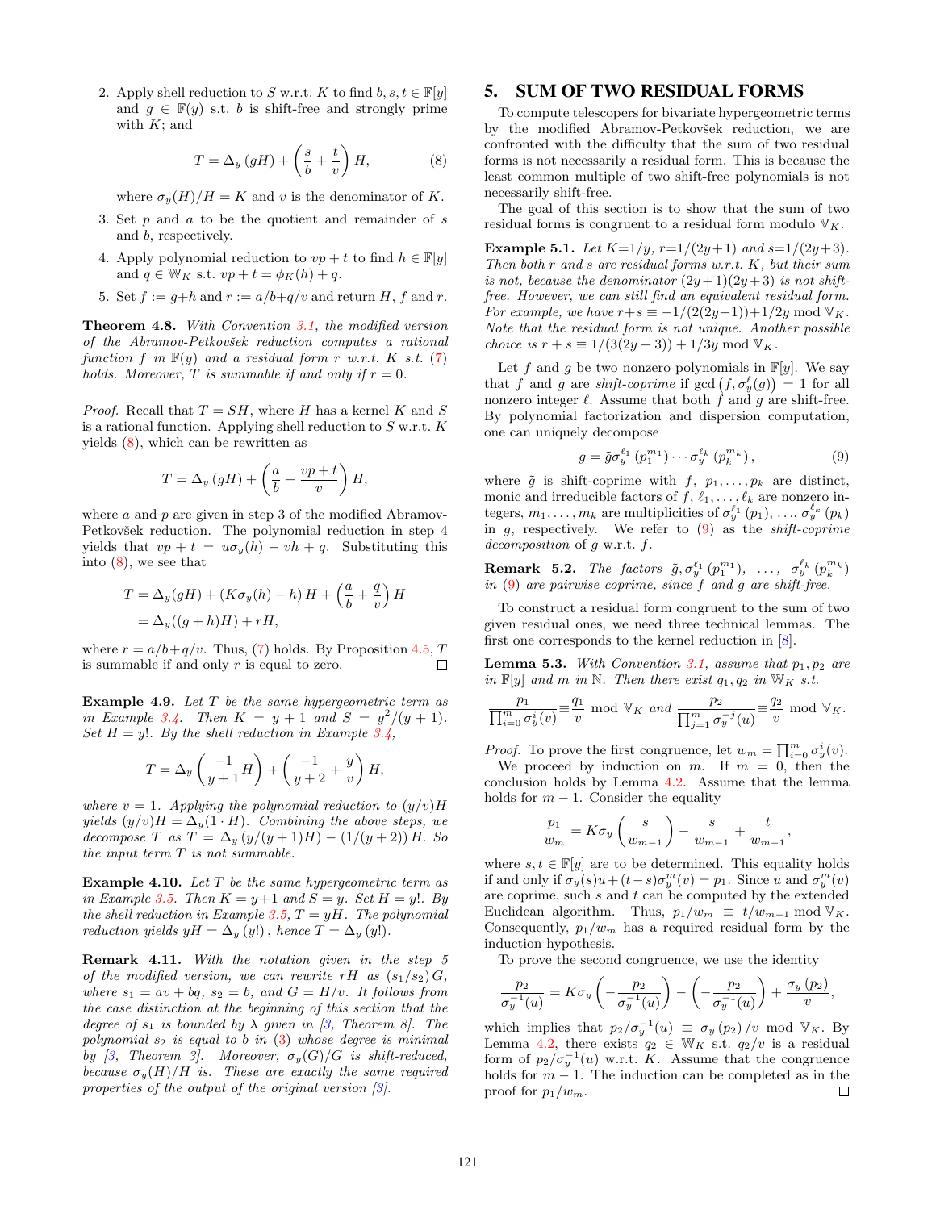2. Apply shell reduction to $S$ w.r.t. $K$ to find $b, s, t \in \mathbb{F}[y]$ and $g \in \mathbb{F}(y)$ s.t. $b$ is shift-free and strongly prime with $K$; and

$$T = \Delta_y(gH) + \left(\frac{s}{b} + \frac{t}{v}\right) H, \tag{8}$$

where $\sigma_y(H)/H = K$ and $v$ is the denominator of $K$.

3. Set $p$ and $a$ to be the quotient and remainder of $s$ and $b$, respectively.

4. Apply polynomial reduction to $vp + t$ to find $h \in \mathbb{F}[y]$ and $q \in \mathbb{W}_K$ s.t. $vp + t = \phi_K(h) + q$.

5. Set $f := g + h$ and $r := a/b + q/v$ and return $H$, $f$ and $r$.

**Theorem 4.8.** *With Convention 3.1, the modified version of the Abramov-Petkovšek reduction computes a rational function $f$ in $\mathbb{F}(y)$ and a residual form $r$ w.r.t. $K$ s.t. (7) holds. Moreover, $T$ is summable if and only if $r = 0$.*

*Proof.* Recall that $T = SH$, where $H$ has a kernel $K$ and $S$ is a rational function. Applying shell reduction to $S$ w.r.t. $K$ yields (8), which can be rewritten as

$$T = \Delta_y(gH) + \left(\frac{a}{b} + \frac{vp + t}{v}\right) H,$$

where $a$ and $p$ are given in step 3 of the modified Abramov-Petkovšek reduction. The polynomial reduction in step 4 yields that $vp + t = u\sigma_y(h) - vh + q$. Substituting this into (8), we see that

$$\begin{aligned} T &= \Delta_y(gH) + (K\sigma_y(h) - h)H + \left(\frac{a}{b} + \frac{q}{v}\right) H \\ &= \Delta_y((g+h)H) + rH, \end{aligned}$$

where $r = a/b + q/v$. Thus, (7) holds. By Proposition 4.5, $T$ is summable if and only $r$ is equal to zero. □

**Example 4.9.** *Let $T$ be the same hypergeometric term as in Example 3.4. Then $K = y + 1$ and $S = y^2/(y+1)$. Set $H = y!$. By the shell reduction in Example 3.4,*

$$T = \Delta_y\left(\frac{-1}{y+1} H\right) + \left(\frac{-1}{y+2} + \frac{y}{v}\right) H,$$

*where $v = 1$. Applying the polynomial reduction to $(y/v)H$ yields $(y/v)H = \Delta_y(1 \cdot H)$. Combining the above steps, we decompose $T$ as $T = \Delta_y(y/(y+1)H) - (1/(y+2))H$. So the input term $T$ is not summable.*

**Example 4.10.** *Let $T$ be the same hypergeometric term as in Example 3.5. Then $K = y+1$ and $S = y$. Set $H = y!$. By the shell reduction in Example 3.5, $T = yH$. The polynomial reduction yields $yH = \Delta_y(y!)$, hence $T = \Delta_y(y!)$.*

**Remark 4.11.** *With the notation given in the step 5 of the modified version, we can rewrite $rH$ as $(s_1/s_2)G$, where $s_1 = av + bq$, $s_2 = b$, and $G = H/v$. It follows from the case distinction at the beginning of this section that the degree of $s_1$ is bounded by $\lambda$ given in [3, Theorem 8]. The polynomial $s_2$ is equal to $b$ in (3) whose degree is minimal by [3, Theorem 3]. Moreover, $\sigma_y(G)/G$ is shift-reduced, because $\sigma_y(H)/H$ is. These are exactly the same required properties of the output of the original version [3].*

# 5. SUM OF TWO RESIDUAL FORMS

To compute telescopers for bivariate hypergeometric terms by the modified Abramov-Petkovšek reduction, we are confronted with the difficulty that the sum of two residual forms is not necessarily a residual form. This is because the least common multiple of two shift-free polynomials is not necessarily shift-free.

The goal of this section is to show that the sum of two residual forms is congruent to a residual form modulo $\mathbb{V}_K$.

**Example 5.1.** *Let $K=1/y$, $r=1/(2y+1)$ and $s=1/(2y+3)$. Then both $r$ and $s$ are residual forms w.r.t. $K$, but their sum is not, because the denominator $(2y+1)(2y+3)$ is not shift-free. However, we can still find an equivalent residual form. For example, we have $r+s \equiv -1/(2(2y+1)) + 1/2y \bmod \mathbb{V}_K$. Note that the residual form is not unique. Another possible choice is $r + s \equiv 1/(3(2y+3)) + 1/3y \bmod \mathbb{V}_K$.*

Let $f$ and $g$ be two nonzero polynomials in $\mathbb{F}[y]$. We say that $f$ and $g$ are *shift-coprime* if $\gcd\left(f, \sigma_y^{\ell}(g)\right) = 1$ for all nonzero integer $\ell$. Assume that both $f$ and $g$ are shift-free. By polynomial factorization and dispersion computation, one can uniquely decompose

$$g = \tilde{g}\sigma_y^{\ell_1}(p_1^{m_1}) \cdots \sigma_y^{\ell_k}(p_k^{m_k}), \tag{9}$$

where $\tilde{g}$ is shift-coprime with $f$, $p_1, \ldots, p_k$ are distinct, monic and irreducible factors of $f$, $\ell_1, \ldots, \ell_k$ are nonzero integers, $m_1, \ldots, m_k$ are multiplicities of $\sigma_y^{\ell_1}(p_1)$, …, $\sigma_y^{\ell_k}(p_k)$ in $g$, respectively. We refer to (9) as the *shift-coprime decomposition* of $g$ w.r.t. $f$.

**Remark 5.2.** *The factors $\tilde{g}, \sigma_y^{\ell_1}(p_1^{m_1})$, …, $\sigma_y^{\ell_k}(p_k^{m_k})$ in (9) are pairwise coprime, since $f$ and $g$ are shift-free.*

To construct a residual form congruent to the sum of two given residual ones, we need three technical lemmas. The first one corresponds to the kernel reduction in [8].

**Lemma 5.3.** *With Convention 3.1, assume that $p_1, p_2$ are in $\mathbb{F}[y]$ and $m$ in $\mathbb{N}$. Then there exist $q_1, q_2$ in $\mathbb{W}_K$ s.t.*

$$\frac{p_1}{\prod_{i=0}^m \sigma_y^i(v)} \equiv \frac{q_1}{v} \bmod \mathbb{V}_K \ \text{and}\ \frac{p_2}{\prod_{j=1}^m \sigma_y^{-j}(u)} \equiv \frac{q_2}{v} \bmod \mathbb{V}_K.$$

*Proof.* To prove the first congruence, let $w_m = \prod_{i=0}^m \sigma_y^i(v)$.

We proceed by induction on $m$. If $m = 0$, then the conclusion holds by Lemma 4.2. Assume that the lemma holds for $m-1$. Consider the equality

$$\frac{p_1}{w_m} = K\sigma_y\left(\frac{s}{w_{m-1}}\right) - \frac{s}{w_{m-1}} + \frac{t}{w_{m-1}},$$

where $s, t \in \mathbb{F}[y]$ are to be determined. This equality holds if and only if $\sigma_y(s)u + (t - s)\sigma_y^m(v) = p_1$. Since $u$ and $\sigma_y^m(v)$ are coprime, such $s$ and $t$ can be computed by the extended Euclidean algorithm. Thus, $p_1/w_m \equiv t/w_{m-1} \bmod \mathbb{V}_K$. Consequently, $p_1/w_m$ has a required residual form by the induction hypothesis.

To prove the second congruence, we use the identity

$$\frac{p_2}{\sigma_y^{-1}(u)} = K\sigma_y\left(-\frac{p_2}{\sigma_y^{-1}(u)}\right) - \left(-\frac{p_2}{\sigma_y^{-1}(u)}\right) + \frac{\sigma_y(p_2)}{v},$$

which implies that $p_2/\sigma_y^{-1}(u) \equiv \sigma_y(p_2)/v \bmod \mathbb{V}_K$. By Lemma 4.2, there exists $q_2 \in \mathbb{W}_K$ s.t. $q_2/v$ is a residual form of $p_2/\sigma_y^{-1}(u)$ w.r.t. $K$. Assume that the congruence holds for $m-1$. The induction can be completed as in the proof for $p_1/w_m$. □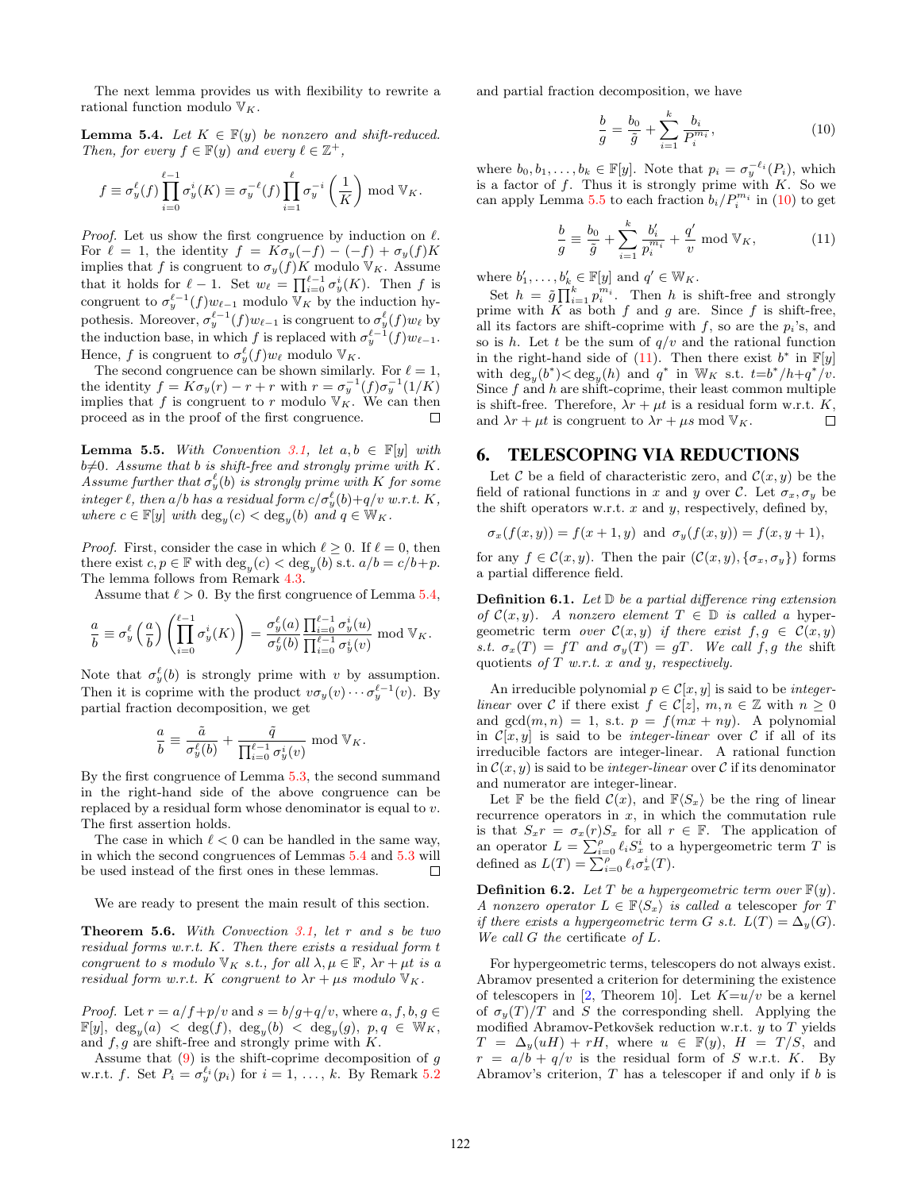The next lemma provides us with flexibility to rewrite a rational function modulo $\mathbb{V}_K$.

**Lemma 5.4.** *Let $K \in \mathbb{F}(y)$ be nonzero and shift-reduced. Then, for every $f \in \mathbb{F}(y)$ and every $\ell \in \mathbb{Z}^+$,*

$$f \equiv \sigma_y^\ell(f) \prod_{i=0}^{\ell-1} \sigma_y^i(K) \equiv \sigma_y^{-\ell}(f) \prod_{i=1}^{\ell} \sigma_y^{-i}\left(\frac{1}{K}\right) \bmod \mathbb{V}_K.$$

*Proof.* Let us show the first congruence by induction on $\ell$. For $\ell = 1$, the identity $f = K\sigma_y(-f) - (-f) + \sigma_y(f)K$ implies that $f$ is congruent to $\sigma_y(f)K$ modulo $\mathbb{V}_K$. Assume that it holds for $\ell - 1$. Set $w_\ell = \prod_{i=0}^{\ell-1} \sigma_y^i(K)$. Then $f$ is congruent to $\sigma_y^{\ell-1}(f)w_{\ell-1}$ modulo $\mathbb{V}_K$ by the induction hypothesis. Moreover, $\sigma_y^{\ell-1}(f)w_{\ell-1}$ is congruent to $\sigma_y^\ell(f)w_\ell$ by the induction base, in which $f$ is replaced with $\sigma_y^{\ell-1}(f)w_{\ell-1}$. Hence, $f$ is congruent to $\sigma_y^\ell(f)w_\ell$ modulo $\mathbb{V}_K$.

The second congruence can be shown similarly. For $\ell = 1$, the identity $f = K\sigma_y(r) - r + r$ with $r = \sigma_y^{-1}(f)\sigma_y^{-1}(1/K)$ implies that $f$ is congruent to $r$ modulo $\mathbb{V}_K$. We can then proceed as in the proof of the first congruence. $\square$

**Lemma 5.5.** *With Convention 3.1, let $a, b \in \mathbb{F}[y]$ with $b \neq 0$. Assume that $b$ is shift-free and strongly prime with $K$. Assume further that $\sigma_y^\ell(b)$ is strongly prime with $K$ for some integer $\ell$, then $a/b$ has a residual form $c/\sigma_y^\ell(b) + q/v$ w.r.t. $K$, where $c \in \mathbb{F}[y]$ with $\deg_y(c) < \deg_y(b)$ and $q \in \mathbb{W}_K$.*

*Proof.* First, consider the case in which $\ell \geq 0$. If $\ell = 0$, then there exist $c, p \in \mathbb{F}$ with $\deg_y(c) < \deg_y(b)$ s.t. $a/b = c/b + p$. The lemma follows from Remark 4.3.

Assume that $\ell > 0$. By the first congruence of Lemma 5.4,

$$\frac{a}{b} \equiv \sigma_y^\ell\left(\frac{a}{b}\right)\left(\prod_{i=0}^{\ell-1} \sigma_y^i(K)\right) = \frac{\sigma_y^\ell(a)}{\sigma_y^\ell(b)} \frac{\prod_{i=0}^{\ell-1} \sigma_y^i(u)}{\prod_{i=0}^{\ell-1} \sigma_y^i(v)} \bmod \mathbb{V}_K.$$

Note that $\sigma_y^\ell(b)$ is strongly prime with $v$ by assumption. Then it is coprime with the product $v\sigma_y(v) \cdots \sigma_y^{\ell-1}(v)$. By partial fraction decomposition, we get

$$\frac{a}{b} \equiv \frac{\tilde{a}}{\sigma_y^\ell(b)} + \frac{\tilde{q}}{\prod_{i=0}^{\ell-1} \sigma_y^i(v)} \bmod \mathbb{V}_K.$$

By the first congruence of Lemma 5.3, the second summand in the right-hand side of the above congruence can be replaced by a residual form whose denominator is equal to $v$. The first assertion holds.

The case in which $\ell < 0$ can be handled in the same way, in which the second congruences of Lemmas 5.4 and 5.3 will be used instead of the first ones in these lemmas. $\square$

We are ready to present the main result of this section.

**Theorem 5.6.** *With Convection 3.1, let $r$ and $s$ be two residual forms w.r.t. $K$. Then there exists a residual form $t$ congruent to $s$ modulo $\mathbb{V}_K$ s.t., for all $\lambda, \mu \in \mathbb{F}$, $\lambda r + \mu t$ is a residual form w.r.t. $K$ congruent to $\lambda r + \mu s$ modulo $\mathbb{V}_K$.*

*Proof.* Let $r = a/f + p/v$ and $s = b/g + q/v$, where $a, f, b, g \in \mathbb{F}[y]$, $\deg_y(a) < \deg(f)$, $\deg_y(b) < \deg_y(g)$, $p, q \in \mathbb{W}_K$, and $f, g$ are shift-free and strongly prime with $K$.

Assume that (9) is the shift-coprime decomposition of $g$ w.r.t. $f$. Set $P_i = \sigma_y^{\ell_i}(p_i)$ for $i = 1, \ldots, k$. By Remark 5.2 and partial fraction decomposition, we have

$$\frac{b}{g} = \frac{b_0}{\tilde{g}} + \sum_{i=1}^{k} \frac{b_i}{P_i^{m_i}}, \tag{10}$$

where $b_0, b_1, \ldots, b_k \in \mathbb{F}[y]$. Note that $p_i = \sigma_y^{-\ell_i}(P_i)$, which is a factor of $f$. Thus it is strongly prime with $K$. So we can apply Lemma 5.5 to each fraction $b_i/P_i^{m_i}$ in (10) to get

$$\frac{b}{g} \equiv \frac{b_0}{\tilde{g}} + \sum_{i=1}^{k} \frac{b_i'}{p_i^{m_i}} + \frac{q'}{v} \bmod \mathbb{V}_K, \tag{11}$$

where $b_1', \ldots, b_k' \in \mathbb{F}[y]$ and $q' \in \mathbb{W}_K$.

Set $h = \tilde{g}\prod_{i=1}^{k} p_i^{m_i}$. Then $h$ is shift-free and strongly prime with $K$ as both $f$ and $g$ are. Since $f$ is shift-free, all its factors are shift-coprime with $f$, so are the $p_i$'s, and so is $h$. Let $t$ be the sum of $q/v$ and the rational function in the right-hand side of (11). Then there exist $b^*$ in $\mathbb{F}[y]$ with $\deg_y(b^*) < \deg_y(h)$ and $q^*$ in $\mathbb{W}_K$ s.t. $t = b^*/h + q^*/v$. Since $f$ and $h$ are shift-coprime, their least common multiple is shift-free. Therefore, $\lambda r + \mu t$ is a residual form w.r.t. $K$, and $\lambda r + \mu t$ is congruent to $\lambda r + \mu s \bmod \mathbb{V}_K$. $\square$

## 6. TELESCOPING VIA REDUCTIONS

Let $\mathcal{C}$ be a field of characteristic zero, and $\mathcal{C}(x, y)$ be the field of rational functions in $x$ and $y$ over $\mathcal{C}$. Let $\sigma_x, \sigma_y$ be the shift operators w.r.t. $x$ and $y$, respectively, defined by,

$$\sigma_x(f(x, y)) = f(x+1, y) \text{ and } \sigma_y(f(x, y)) = f(x, y+1),$$

for any $f \in \mathcal{C}(x, y)$. Then the pair $(\mathcal{C}(x, y), \{\sigma_x, \sigma_y\})$ forms a partial difference field.

**Definition 6.1.** *Let $\mathbb{D}$ be a partial difference ring extension of $\mathcal{C}(x, y)$. A nonzero element $T \in \mathbb{D}$ is called a* hypergeometric term *over $\mathcal{C}(x, y)$ if there exist $f, g \in \mathcal{C}(x, y)$ s.t. $\sigma_x(T) = fT$ and $\sigma_y(T) = gT$. We call $f, g$ the* shift quotients *of $T$ w.r.t. $x$ and $y$, respectively.*

An irreducible polynomial $p \in \mathcal{C}[x, y]$ is said to be *integer-linear* over $\mathcal{C}$ if there exist $f \in \mathcal{C}[z]$, $m, n \in \mathbb{Z}$ with $n \geq 0$ and $\gcd(m, n) = 1$, s.t. $p = f(mx + ny)$. A polynomial in $\mathcal{C}[x, y]$ is said to be *integer-linear* over $\mathcal{C}$ if all of its irreducible factors are integer-linear. A rational function in $\mathcal{C}(x, y)$ is said to be *integer-linear* over $\mathcal{C}$ if its denominator and numerator are integer-linear.

Let $\mathbb{F}$ be the field $\mathcal{C}(x)$, and $\mathbb{F}\langle S_x \rangle$ be the ring of linear recurrence operators in $x$, in which the commutation rule is that $S_x r = \sigma_x(r)S_x$ for all $r \in \mathbb{F}$. The application of an operator $L = \sum_{i=0}^{\rho} \ell_i S_x^i$ to a hypergeometric term $T$ is defined as $L(T) = \sum_{i=0}^{\rho} \ell_i \sigma_x^i(T)$.

**Definition 6.2.** *Let $T$ be a hypergeometric term over $\mathbb{F}(y)$. A nonzero operator $L \in \mathbb{F}\langle S_x \rangle$ is called a* telescoper *for $T$ if there exists a hypergeometric term $G$ s.t. $L(T) = \Delta_y(G)$. We call $G$ the* certificate *of $L$.*

For hypergeometric terms, telescopers do not always exist. Abramov presented a criterion for determining the existence of telescopers in [2, Theorem 10]. Let $K = u/v$ be a kernel of $\sigma_y(T)/T$ and $S$ the corresponding shell. Applying the modified Abramov-Petkovšek reduction w.r.t. $y$ to $T$ yields $T = \Delta_y(uH) + rH$, where $u \in \mathbb{F}(y)$, $H = T/S$, and $r = a/b + q/v$ is the residual form of $S$ w.r.t. $K$. By Abramov's criterion, $T$ has a telescoper if and only if $b$ is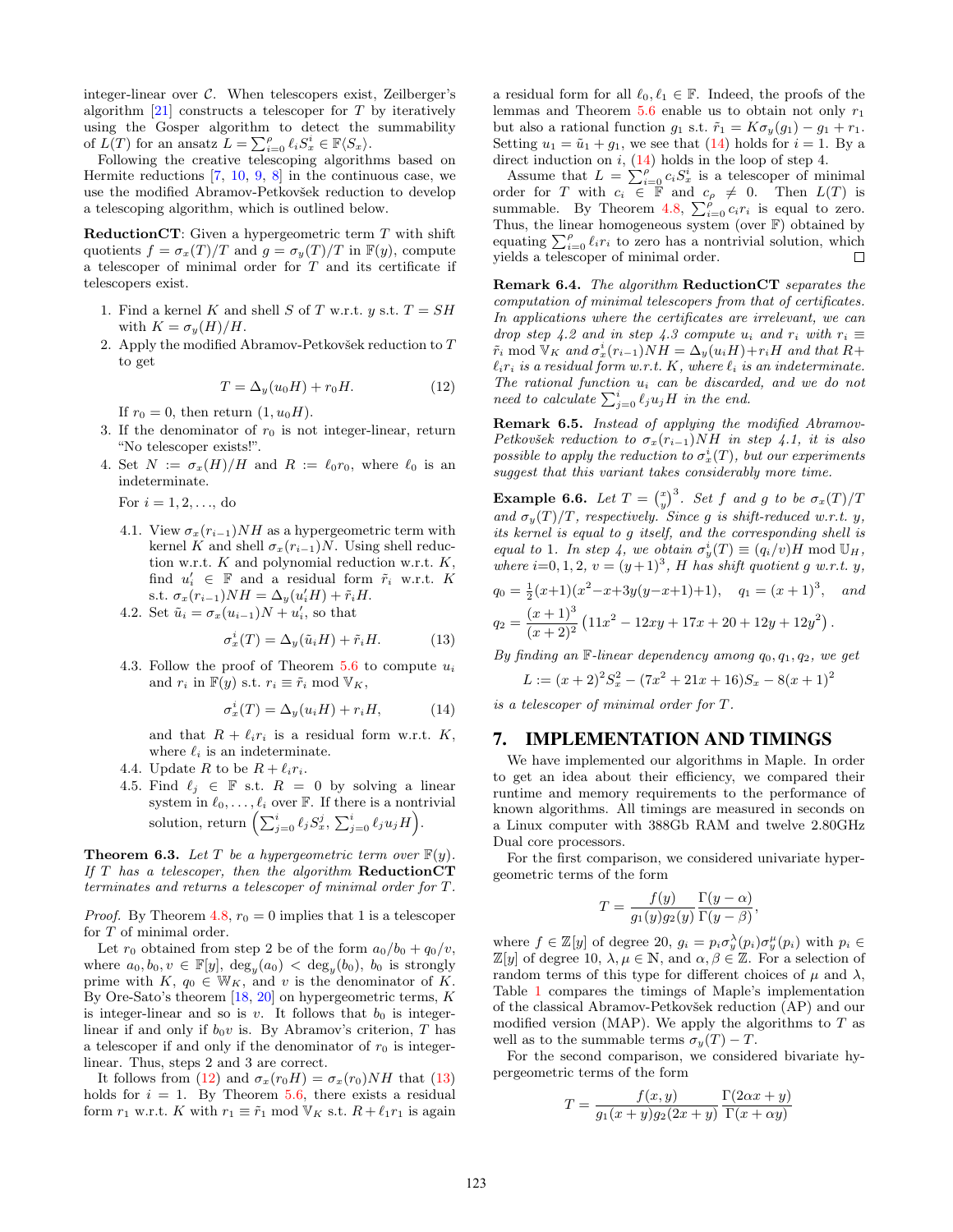integer-linear over $\mathcal{C}$. When telescopers exist, Zeilberger's algorithm [21] constructs a telescoper for $T$ by iteratively using the Gosper algorithm to detect the summability of $L(T)$ for an ansatz $L = \sum_{i=0}^{\rho} \ell_i S_x^i \in \mathbb{F}\langle S_x \rangle$.

Following the creative telescoping algorithms based on Hermite reductions [7, 10, 9, 8] in the continuous case, we use the modified Abramov-Petkovšek reduction to develop a telescoping algorithm, which is outlined below.

**ReductionCT**: Given a hypergeometric term $T$ with shift quotients $f = \sigma_x(T)/T$ and $g = \sigma_y(T)/T$ in $\mathbb{F}(y)$, compute a telescoper of minimal order for $T$ and its certificate if telescopers exist.

1. Find a kernel $K$ and shell $S$ of $T$ w.r.t. $y$ s.t. $T = SH$ with $K = \sigma_y(H)/H$.
2. Apply the modified Abramov-Petkovšek reduction to $T$ to get
$$T = \Delta_y(u_0 H) + r_0 H. \tag{12}$$
If $r_0 = 0$, then return $(1, u_0 H)$.
3. If the denominator of $r_0$ is not integer-linear, return "No telescoper exists!".
4. Set $N := \sigma_x(H)/H$ and $R := \ell_0 r_0$, where $\ell_0$ is an indeterminate.

   For $i = 1, 2, \ldots$, do

   4.1. View $\sigma_x(r_{i-1})NH$ as a hypergeometric term with kernel $K$ and shell $\sigma_x(r_{i-1})N$. Using shell reduction w.r.t. $K$ and polynomial reduction w.r.t. $K$, find $u_i' \in \mathbb{F}$ and a residual form $\tilde{r}_i$ w.r.t. $K$ s.t. $\sigma_x(r_{i-1})NH = \Delta_y(u_i' H) + \tilde{r}_i H$.

   4.2. Set $\tilde{u}_i = \sigma_x(u_{i-1})N + u_i'$, so that
$$\sigma_x^i(T) = \Delta_y(\tilde{u}_i H) + \tilde{r}_i H. \tag{13}$$

   4.3. Follow the proof of Theorem 5.6 to compute $u_i$ and $r_i$ in $\mathbb{F}(y)$ s.t. $r_i \equiv \tilde{r}_i \bmod \mathbb{V}_K$,
$$\sigma_x^i(T) = \Delta_y(u_i H) + r_i H, \tag{14}$$
   and that $R + \ell_i r_i$ is a residual form w.r.t. $K$, where $\ell_i$ is an indeterminate.

   4.4. Update $R$ to be $R + \ell_i r_i$.

   4.5. Find $\ell_j \in \mathbb{F}$ s.t. $R = 0$ by solving a linear system in $\ell_0, \ldots, \ell_i$ over $\mathbb{F}$. If there is a nontrivial solution, return $\left(\sum_{j=0}^{i} \ell_j S_x^j, \sum_{j=0}^{i} \ell_j u_j H\right)$.

**Theorem 6.3.** *Let $T$ be a hypergeometric term over $\mathbb{F}(y)$. If $T$ has a telescoper, then the algorithm* **ReductionCT** *terminates and returns a telescoper of minimal order for $T$.*

*Proof.* By Theorem 4.8, $r_0 = 0$ implies that 1 is a telescoper for $T$ of minimal order.

Let $r_0$ obtained from step 2 be of the form $a_0/b_0 + q_0/v$, where $a_0, b_0, v \in \mathbb{F}[y]$, $\deg_y(a_0) < \deg_y(b_0)$, $b_0$ is strongly prime with $K$, $q_0 \in \mathbb{W}_K$, and $v$ is the denominator of $K$. By Ore-Sato's theorem [18, 20] on hypergeometric terms, $K$ is integer-linear and so is $v$. It follows that $b_0$ is integer-linear if and only if $b_0 v$ is. By Abramov's criterion, $T$ has a telescoper if and only if the denominator of $r_0$ is integer-linear. Thus, steps 2 and 3 are correct.

It follows from (12) and $\sigma_x(r_0 H) = \sigma_x(r_0)NH$ that (13) holds for $i = 1$. By Theorem 5.6, there exists a residual form $r_1$ w.r.t. $K$ with $r_1 \equiv \tilde{r}_1 \bmod \mathbb{V}_K$ s.t. $R + \ell_1 r_1$ is again a residual form for all $\ell_0, \ell_1 \in \mathbb{F}$. Indeed, the proofs of the lemmas and Theorem 5.6 enable us to obtain not only $r_1$ but also a rational function $g_1$ s.t. $\tilde{r}_1 = K\sigma_y(g_1) - g_1 + r_1$. Setting $u_1 = \tilde{u}_1 + g_1$, we see that (14) holds for $i = 1$. By a direct induction on $i$, (14) holds in the loop of step 4.

Assume that $L = \sum_{i=0}^{\rho} c_i S_x^i$ is a telescoper of minimal order for $T$ with $c_i \in \mathbb{F}$ and $c_\rho \neq 0$. Then $L(T)$ is summable. By Theorem 4.8, $\sum_{i=0}^{\rho} c_i r_i$ is equal to zero. Thus, the linear homogeneous system (over $\mathbb{F}$) obtained by equating $\sum_{i=0}^{\rho} \ell_i r_i$ to zero has a nontrivial solution, which yields a telescoper of minimal order. □

**Remark 6.4.** *The algorithm* **ReductionCT** *separates the computation of minimal telescopers from that of certificates. In applications where the certificates are irrelevant, we can drop step 4.2 and in step 4.3 compute $u_i$ and $r_i$ with $r_i \equiv \tilde{r}_i \bmod \mathbb{V}_K$ and $\sigma_x^i(r_{i-1})NH = \Delta_y(u_i H) + r_i H$ and that $R + \ell_i r_i$ is a residual form w.r.t. $K$, where $\ell_i$ is an indeterminate. The rational function $u_i$ can be discarded, and we do not need to calculate $\sum_{j=0}^{i} \ell_j u_j H$ in the end.*

**Remark 6.5.** *Instead of applying the modified Abramov-Petkovšek reduction to $\sigma_x(r_{i-1})NH$ in step 4.1, it is also possible to apply the reduction to $\sigma_x^i(T)$, but our experiments suggest that this variant takes considerably more time.*

**Example 6.6.** *Let $T = \binom{x}{y}^3$. Set $f$ and $g$ to be $\sigma_x(T)/T$ and $\sigma_y(T)/T$, respectively. Since $g$ is shift-reduced w.r.t. $y$, its kernel is equal to $g$ itself, and the corresponding shell is equal to 1. In step 4, we obtain $\sigma_y^i(T) \equiv (q_i/v)H \bmod \mathbb{U}_H$, where $i$=0, 1, 2, $v = (y+1)^3$, $H$ has shift quotient $g$ w.r.t. $y$,*

$$q_0 = \tfrac{1}{2}(x+1)(x^2-x+3y(y-x+1)+1), \quad q_1 = (x+1)^3, \quad \text{and}$$

$$q_2 = \frac{(x+1)^3}{(x+2)^2}\left(11x^2 - 12xy + 17x + 20 + 12y + 12y^2\right).$$

*By finding an $\mathbb{F}$-linear dependency among $q_0, q_1, q_2$, we get*

$$L := (x+2)^2 S_x^2 - (7x^2 + 21x + 16)S_x - 8(x+1)^2$$

*is a telescoper of minimal order for $T$.*

## 7. IMPLEMENTATION AND TIMINGS

We have implemented our algorithms in Maple. In order to get an idea about their efficiency, we compared their runtime and memory requirements to the performance of known algorithms. All timings are measured in seconds on a Linux computer with 388Gb RAM and twelve 2.80GHz Dual core processors.

For the first comparison, we considered univariate hypergeometric terms of the form

$$T = \frac{f(y)}{g_1(y)g_2(y)} \frac{\Gamma(y-\alpha)}{\Gamma(y-\beta)},$$

where $f \in \mathbb{Z}[y]$ of degree 20, $g_i = p_i \sigma_y^\lambda(p_i)\sigma_y^\mu(p_i)$ with $p_i \in \mathbb{Z}[y]$ of degree 10, $\lambda, \mu \in \mathbb{N}$, and $\alpha, \beta \in \mathbb{Z}$. For a selection of random terms of this type for different choices of $\mu$ and $\lambda$, Table 1 compares the timings of Maple's implementation of the classical Abramov-Petkovšek reduction (AP) and our modified version (MAP). We apply the algorithms to $T$ as well as to the summable terms $\sigma_y(T) - T$.

For the second comparison, we considered bivariate hypergeometric terms of the form

$$T = \frac{f(x,y)}{g_1(x+y)g_2(2x+y)} \frac{\Gamma(2\alpha x + y)}{\Gamma(x + \alpha y)}$$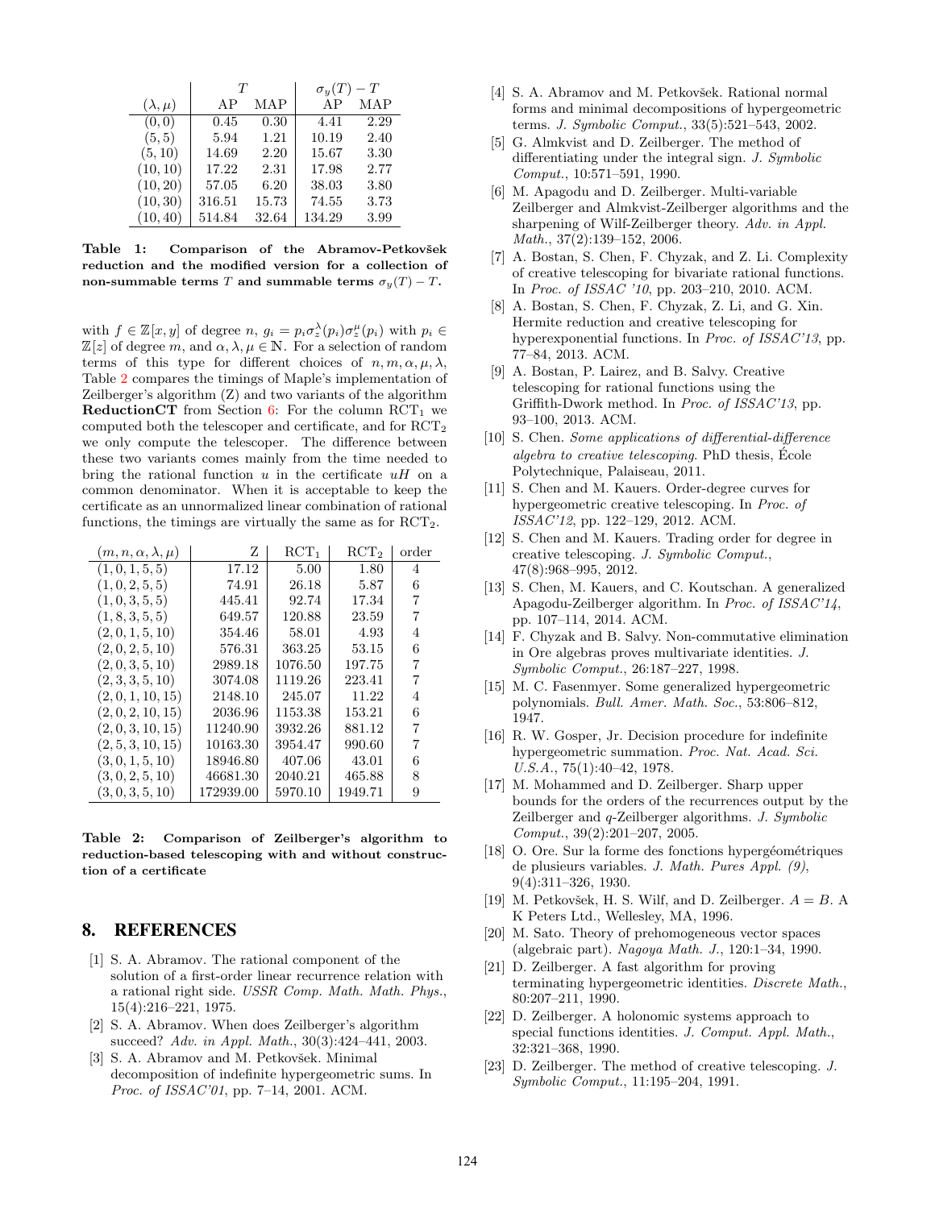| | $T$ | | $\sigma_y(T) - T$ | |
|---|---|---|---|---|
| $(\lambda, \mu)$ | AP | MAP | AP | MAP |
| $(0, 0)$ | 0.45 | 0.30 | 4.41 | 2.29 |
| $(5, 5)$ | 5.94 | 1.21 | 10.19 | 2.40 |
| $(5, 10)$ | 14.69 | 2.20 | 15.67 | 3.30 |
| $(10, 10)$ | 17.22 | 2.31 | 17.98 | 2.77 |
| $(10, 20)$ | 57.05 | 6.20 | 38.03 | 3.80 |
| $(10, 30)$ | 316.51 | 15.73 | 74.55 | 3.73 |
| $(10, 40)$ | 514.84 | 32.64 | 134.29 | 3.99 |

**Table 1: Comparison of the Abramov-Petkovšek reduction and the modified version for a collection of non-summable terms $T$ and summable terms $\sigma_y(T) - T$.**

with $f \in \mathbb{Z}[x, y]$ of degree $n$, $g_i = p_i \sigma_z^\lambda(p_i) \sigma_z^\mu(p_i)$ with $p_i \in \mathbb{Z}[z]$ of degree $m$, and $\alpha, \lambda, \mu \in \mathbb{N}$. For a selection of random terms of this type for different choices of $n, m, \alpha, \mu, \lambda$, Table 2 compares the timings of Maple's implementation of Zeilberger's algorithm (Z) and two variants of the algorithm **ReductionCT** from Section 6: For the column $\mathrm{RCT}_1$ we computed both the telescoper and certificate, and for $\mathrm{RCT}_2$ we only compute the telescoper. The difference between these two variants comes mainly from the time needed to bring the rational function $u$ in the certificate $uH$ on a common denominator. When it is acceptable to keep the certificate as an unnormalized linear combination of rational functions, the timings are virtually the same as for $\mathrm{RCT}_2$.

| $(m, n, \alpha, \lambda, \mu)$ | Z | $\mathrm{RCT}_1$ | $\mathrm{RCT}_2$ | order |
|---|---|---|---|---|
| $(1, 0, 1, 5, 5)$ | 17.12 | 5.00 | 1.80 | 4 |
| $(1, 0, 2, 5, 5)$ | 74.91 | 26.18 | 5.87 | 6 |
| $(1, 0, 3, 5, 5)$ | 445.41 | 92.74 | 17.34 | 7 |
| $(1, 8, 3, 5, 5)$ | 649.57 | 120.88 | 23.59 | 7 |
| $(2, 0, 1, 5, 10)$ | 354.46 | 58.01 | 4.93 | 4 |
| $(2, 0, 2, 5, 10)$ | 576.31 | 363.25 | 53.15 | 6 |
| $(2, 0, 3, 5, 10)$ | 2989.18 | 1076.50 | 197.75 | 7 |
| $(2, 3, 3, 5, 10)$ | 3074.08 | 1119.26 | 223.41 | 7 |
| $(2, 0, 1, 10, 15)$ | 2148.10 | 245.07 | 11.22 | 4 |
| $(2, 0, 2, 10, 15)$ | 2036.96 | 1153.38 | 153.21 | 6 |
| $(2, 0, 3, 10, 15)$ | 11240.90 | 3932.26 | 881.12 | 7 |
| $(2, 5, 3, 10, 15)$ | 10163.30 | 3954.47 | 990.60 | 7 |
| $(3, 0, 1, 5, 10)$ | 18946.80 | 407.06 | 43.01 | 6 |
| $(3, 0, 2, 5, 10)$ | 46681.30 | 2040.21 | 465.88 | 8 |
| $(3, 0, 3, 5, 10)$ | 172939.00 | 5970.10 | 1949.71 | 9 |

**Table 2: Comparison of Zeilberger's algorithm to reduction-based telescoping with and without construction of a certificate**

## 8. REFERENCES

[1] S. A. Abramov. The rational component of the solution of a first-order linear recurrence relation with a rational right side. *USSR Comp. Math. Math. Phys.*, 15(4):216–221, 1975.

[2] S. A. Abramov. When does Zeilberger's algorithm succeed? *Adv. in Appl. Math.*, 30(3):424–441, 2003.

[3] S. A. Abramov and M. Petkovšek. Minimal decomposition of indefinite hypergeometric sums. In *Proc. of ISSAC'01*, pp. 7–14, 2001. ACM.

[4] S. A. Abramov and M. Petkovšek. Rational normal forms and minimal decompositions of hypergeometric terms. *J. Symbolic Comput.*, 33(5):521–543, 2002.

[5] G. Almkvist and D. Zeilberger. The method of differentiating under the integral sign. *J. Symbolic Comput.*, 10:571–591, 1990.

[6] M. Apagodu and D. Zeilberger. Multi-variable Zeilberger and Almkvist-Zeilberger algorithms and the sharpening of Wilf-Zeilberger theory. *Adv. in Appl. Math.*, 37(2):139–152, 2006.

[7] A. Bostan, S. Chen, F. Chyzak, and Z. Li. Complexity of creative telescoping for bivariate rational functions. In *Proc. of ISSAC '10*, pp. 203–210, 2010. ACM.

[8] A. Bostan, S. Chen, F. Chyzak, Z. Li, and G. Xin. Hermite reduction and creative telescoping for hyperexponential functions. In *Proc. of ISSAC'13*, pp. 77–84, 2013. ACM.

[9] A. Bostan, P. Lairez, and B. Salvy. Creative telescoping for rational functions using the Griffith-Dwork method. In *Proc. of ISSAC'13*, pp. 93–100, 2013. ACM.

[10] S. Chen. *Some applications of differential-difference algebra to creative telescoping*. PhD thesis, École Polytechnique, Palaiseau, 2011.

[11] S. Chen and M. Kauers. Order-degree curves for hypergeometric creative telescoping. In *Proc. of ISSAC'12*, pp. 122–129, 2012. ACM.

[12] S. Chen and M. Kauers. Trading order for degree in creative telescoping. *J. Symbolic Comput.*, 47(8):968–995, 2012.

[13] S. Chen, M. Kauers, and C. Koutschan. A generalized Apagodu-Zeilberger algorithm. In *Proc. of ISSAC'14*, pp. 107–114, 2014. ACM.

[14] F. Chyzak and B. Salvy. Non-commutative elimination in Ore algebras proves multivariate identities. *J. Symbolic Comput.*, 26:187–227, 1998.

[15] M. C. Fasenmyer. Some generalized hypergeometric polynomials. *Bull. Amer. Math. Soc.*, 53:806–812, 1947.

[16] R. W. Gosper, Jr. Decision procedure for indefinite hypergeometric summation. *Proc. Nat. Acad. Sci. U.S.A.*, 75(1):40–42, 1978.

[17] M. Mohammed and D. Zeilberger. Sharp upper bounds for the orders of the recurrences output by the Zeilberger and $q$-Zeilberger algorithms. *J. Symbolic Comput.*, 39(2):201–207, 2005.

[18] O. Ore. Sur la forme des fonctions hypergéométriques de plusieurs variables. *J. Math. Pures Appl. (9)*, 9(4):311–326, 1930.

[19] M. Petkovšek, H. S. Wilf, and D. Zeilberger. *A = B*. A K Peters Ltd., Wellesley, MA, 1996.

[20] M. Sato. Theory of prehomogeneous vector spaces (algebraic part). *Nagoya Math. J.*, 120:1–34, 1990.

[21] D. Zeilberger. A fast algorithm for proving terminating hypergeometric identities. *Discrete Math.*, 80:207–211, 1990.

[22] D. Zeilberger. A holonomic systems approach to special functions identities. *J. Comput. Appl. Math.*, 32:321–368, 1990.

[23] D. Zeilberger. The method of creative telescoping. *J. Symbolic Comput.*, 11:195–204, 1991.